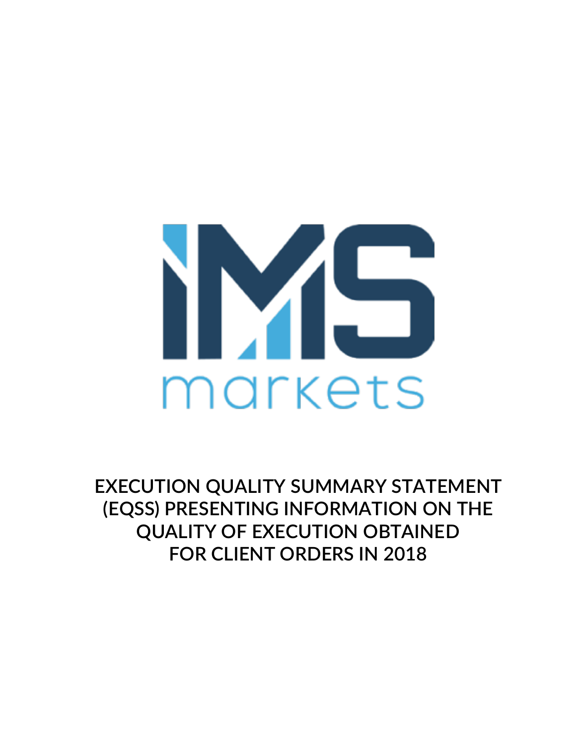IMS markets

# EXECUTION QUALITY SUMMARY STATEMENT (EQSS) PRESENTING INFORMATION ON THE QUALITY OF EXECUTION OBTAINED FOR CLIENT ORDERS IN 2018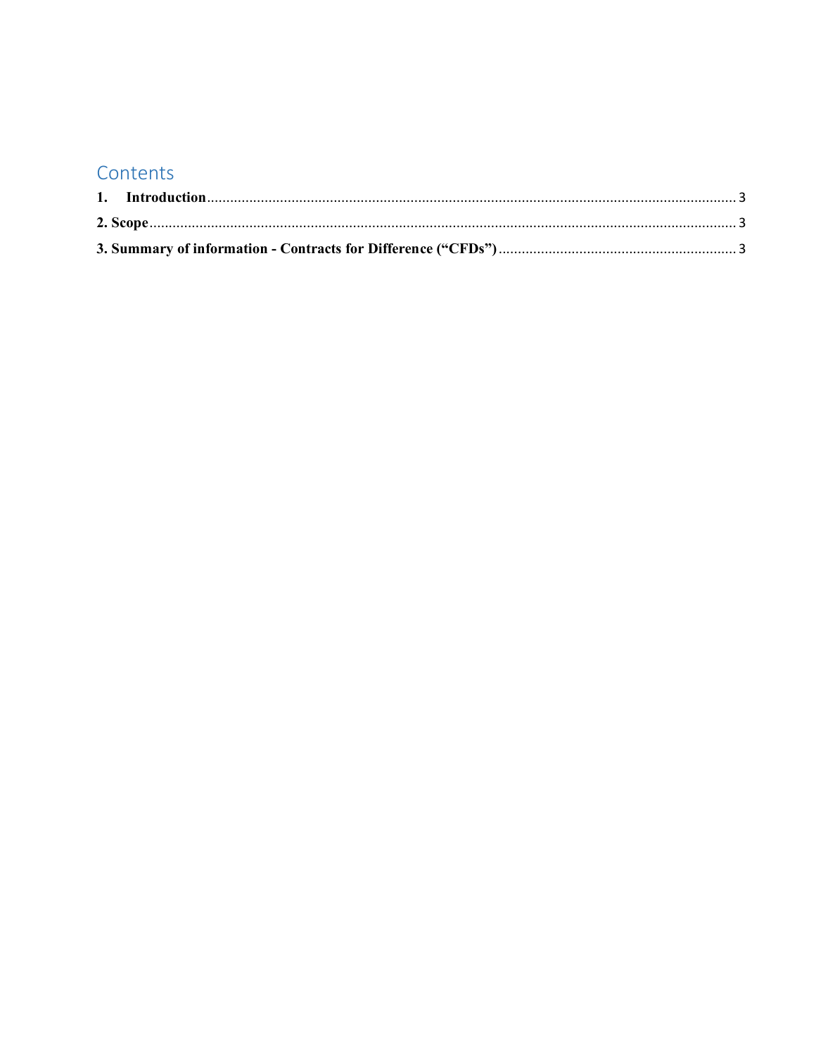## Contents

1. **Introduction** ........................................................................................................................................ 3

**2. Scope** ........................................................................................................................................ 3

**3. Summary of information - Contracts for Difference (“CFDs”)** ................................................................ 3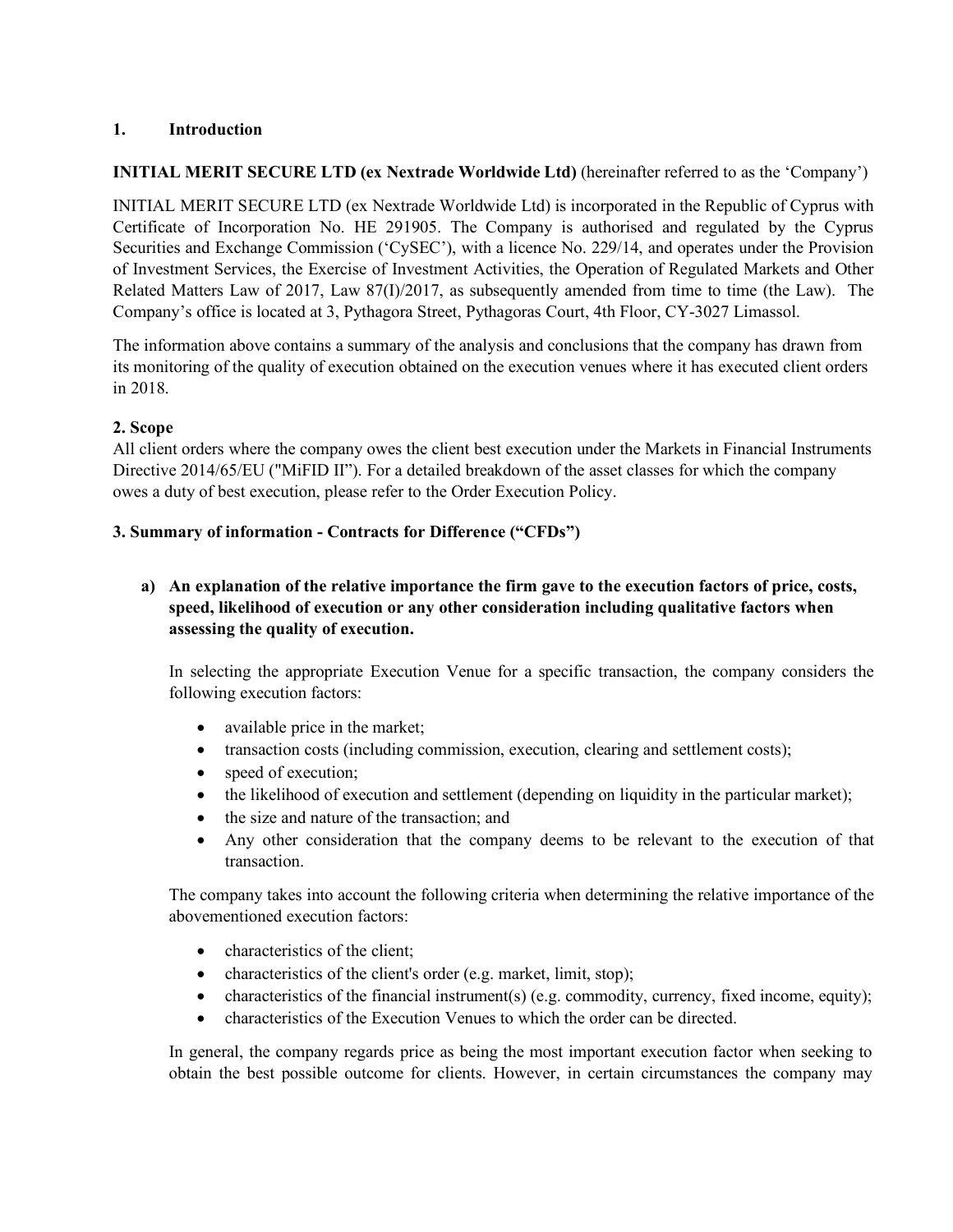## 1. Introduction

**INITIAL MERIT SECURE LTD (ex Nextrade Worldwide Ltd)** (hereinafter referred to as the 'Company')

INITIAL MERIT SECURE LTD (ex Nextrade Worldwide Ltd) is incorporated in the Republic of Cyprus with Certificate of Incorporation No. HE 291905. The Company is authorised and regulated by the Cyprus Securities and Exchange Commission ('CySEC'), with a licence No. 229/14, and operates under the Provision of Investment Services, the Exercise of Investment Activities, the Operation of Regulated Markets and Other Related Matters Law of 2017, Law 87(I)/2017, as subsequently amended from time to time (the Law). The Company's office is located at 3, Pythagora Street, Pythagoras Court, 4th Floor, CY-3027 Limassol.

The information above contains a summary of the analysis and conclusions that the company has drawn from its monitoring of the quality of execution obtained on the execution venues where it has executed client orders in 2018.

## 2. Scope

All client orders where the company owes the client best execution under the Markets in Financial Instruments Directive 2014/65/EU ("MiFID II"). For a detailed breakdown of the asset classes for which the company owes a duty of best execution, please refer to the Order Execution Policy.

## 3. Summary of information - Contracts for Difference ("CFDs")

**a) An explanation of the relative importance the firm gave to the execution factors of price, costs, speed, likelihood of execution or any other consideration including qualitative factors when assessing the quality of execution.**

In selecting the appropriate Execution Venue for a specific transaction, the company considers the following execution factors:

- available price in the market;
- transaction costs (including commission, execution, clearing and settlement costs);
- speed of execution;
- the likelihood of execution and settlement (depending on liquidity in the particular market);
- the size and nature of the transaction; and
- Any other consideration that the company deems to be relevant to the execution of that transaction.

The company takes into account the following criteria when determining the relative importance of the abovementioned execution factors:

- characteristics of the client;
- characteristics of the client's order (e.g. market, limit, stop);
- characteristics of the financial instrument(s) (e.g. commodity, currency, fixed income, equity);
- characteristics of the Execution Venues to which the order can be directed.

In general, the company regards price as being the most important execution factor when seeking to obtain the best possible outcome for clients. However, in certain circumstances the company may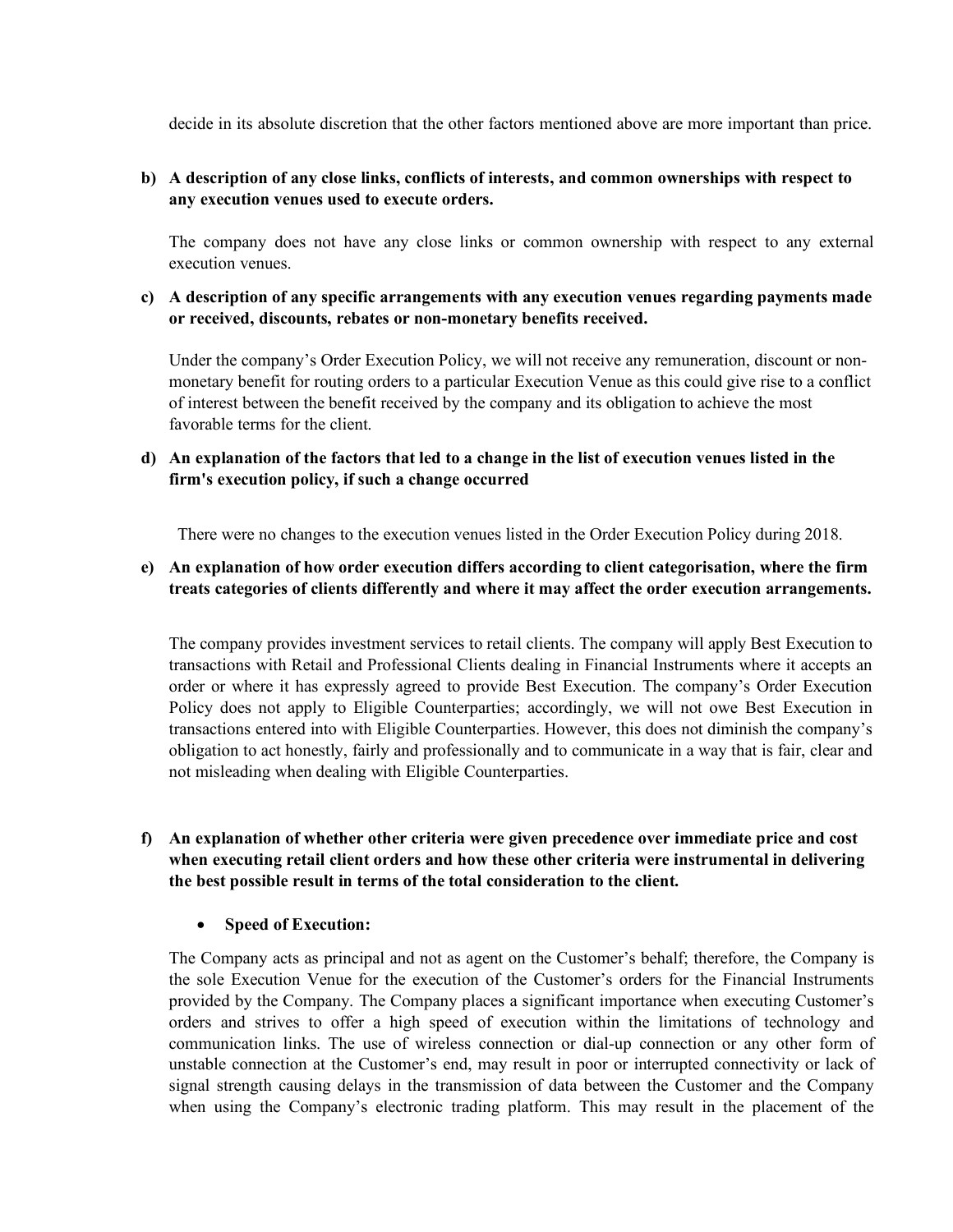decide in its absolute discretion that the other factors mentioned above are more important than price.

**b) A description of any close links, conflicts of interests, and common ownerships with respect to any execution venues used to execute orders.**

The company does not have any close links or common ownership with respect to any external execution venues.

**c) A description of any specific arrangements with any execution venues regarding payments made or received, discounts, rebates or non-monetary benefits received.**

Under the company's Order Execution Policy, we will not receive any remuneration, discount or non-monetary benefit for routing orders to a particular Execution Venue as this could give rise to a conflict of interest between the benefit received by the company and its obligation to achieve the most favorable terms for the client.

**d) An explanation of the factors that led to a change in the list of execution venues listed in the firm's execution policy, if such a change occurred**

There were no changes to the execution venues listed in the Order Execution Policy during 2018.

**e) An explanation of how order execution differs according to client categorisation, where the firm treats categories of clients differently and where it may affect the order execution arrangements.**

The company provides investment services to retail clients. The company will apply Best Execution to transactions with Retail and Professional Clients dealing in Financial Instruments where it accepts an order or where it has expressly agreed to provide Best Execution. The company's Order Execution Policy does not apply to Eligible Counterparties; accordingly, we will not owe Best Execution in transactions entered into with Eligible Counterparties. However, this does not diminish the company's obligation to act honestly, fairly and professionally and to communicate in a way that is fair, clear and not misleading when dealing with Eligible Counterparties.

**f) An explanation of whether other criteria were given precedence over immediate price and cost when executing retail client orders and how these other criteria were instrumental in delivering the best possible result in terms of the total consideration to the client.**

- **Speed of Execution:**

The Company acts as principal and not as agent on the Customer's behalf; therefore, the Company is the sole Execution Venue for the execution of the Customer's orders for the Financial Instruments provided by the Company. The Company places a significant importance when executing Customer's orders and strives to offer a high speed of execution within the limitations of technology and communication links. The use of wireless connection or dial-up connection or any other form of unstable connection at the Customer's end, may result in poor or interrupted connectivity or lack of signal strength causing delays in the transmission of data between the Customer and the Company when using the Company's electronic trading platform. This may result in the placement of the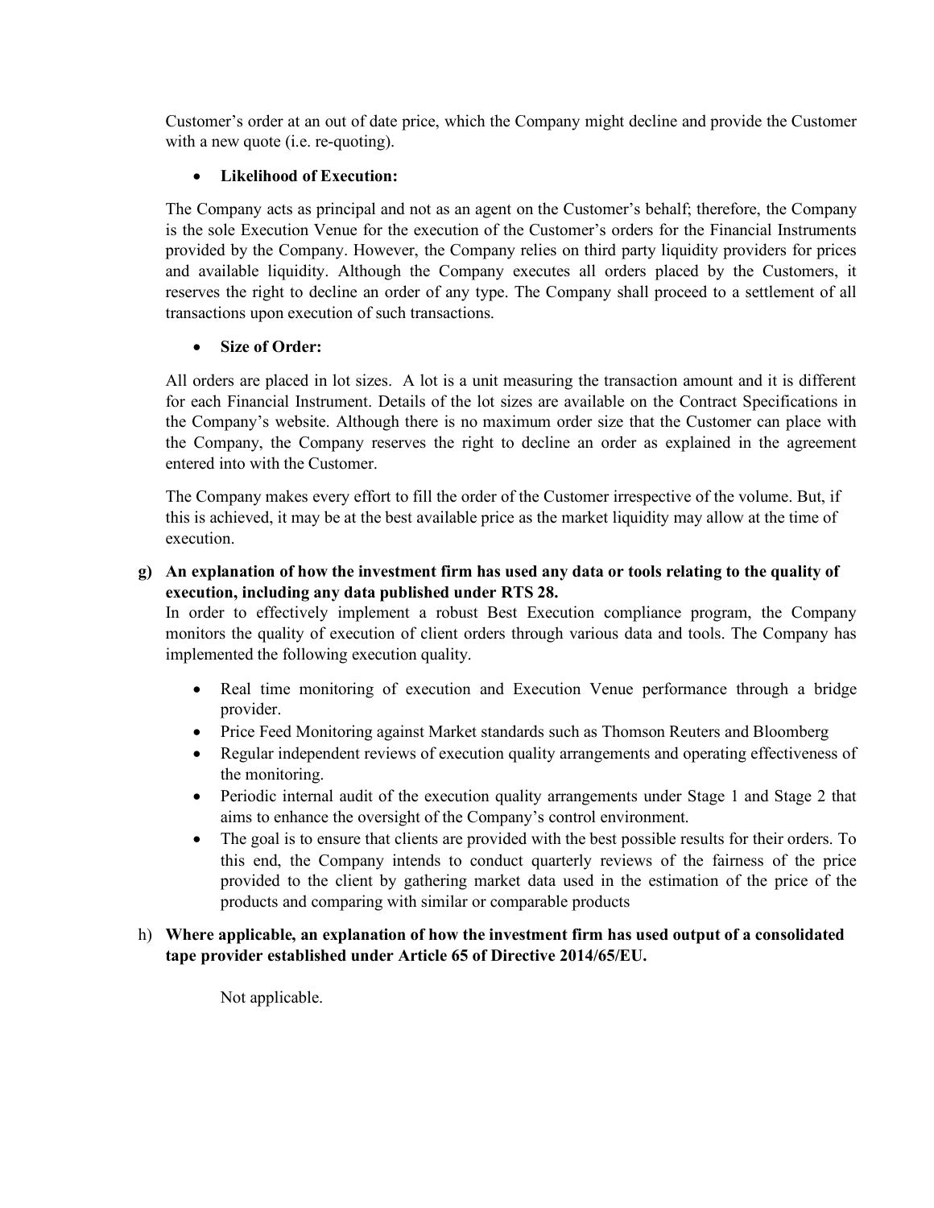Customer's order at an out of date price, which the Company might decline and provide the Customer with a new quote (i.e. re-quoting).

- **Likelihood of Execution:**

The Company acts as principal and not as an agent on the Customer's behalf; therefore, the Company is the sole Execution Venue for the execution of the Customer's orders for the Financial Instruments provided by the Company. However, the Company relies on third party liquidity providers for prices and available liquidity. Although the Company executes all orders placed by the Customers, it reserves the right to decline an order of any type. The Company shall proceed to a settlement of all transactions upon execution of such transactions.

- **Size of Order:**

All orders are placed in lot sizes. A lot is a unit measuring the transaction amount and it is different for each Financial Instrument. Details of the lot sizes are available on the Contract Specifications in the Company's website. Although there is no maximum order size that the Customer can place with the Company, the Company reserves the right to decline an order as explained in the agreement entered into with the Customer.

The Company makes every effort to fill the order of the Customer irrespective of the volume. But, if this is achieved, it may be at the best available price as the market liquidity may allow at the time of execution.

**g) An explanation of how the investment firm has used any data or tools relating to the quality of execution, including any data published under RTS 28.**

In order to effectively implement a robust Best Execution compliance program, the Company monitors the quality of execution of client orders through various data and tools. The Company has implemented the following execution quality.

- Real time monitoring of execution and Execution Venue performance through a bridge provider.
- Price Feed Monitoring against Market standards such as Thomson Reuters and Bloomberg
- Regular independent reviews of execution quality arrangements and operating effectiveness of the monitoring.
- Periodic internal audit of the execution quality arrangements under Stage 1 and Stage 2 that aims to enhance the oversight of the Company's control environment.
- The goal is to ensure that clients are provided with the best possible results for their orders. To this end, the Company intends to conduct quarterly reviews of the fairness of the price provided to the client by gathering market data used in the estimation of the price of the products and comparing with similar or comparable products

h) **Where applicable, an explanation of how the investment firm has used output of a consolidated tape provider established under Article 65 of Directive 2014/65/EU.**

Not applicable.